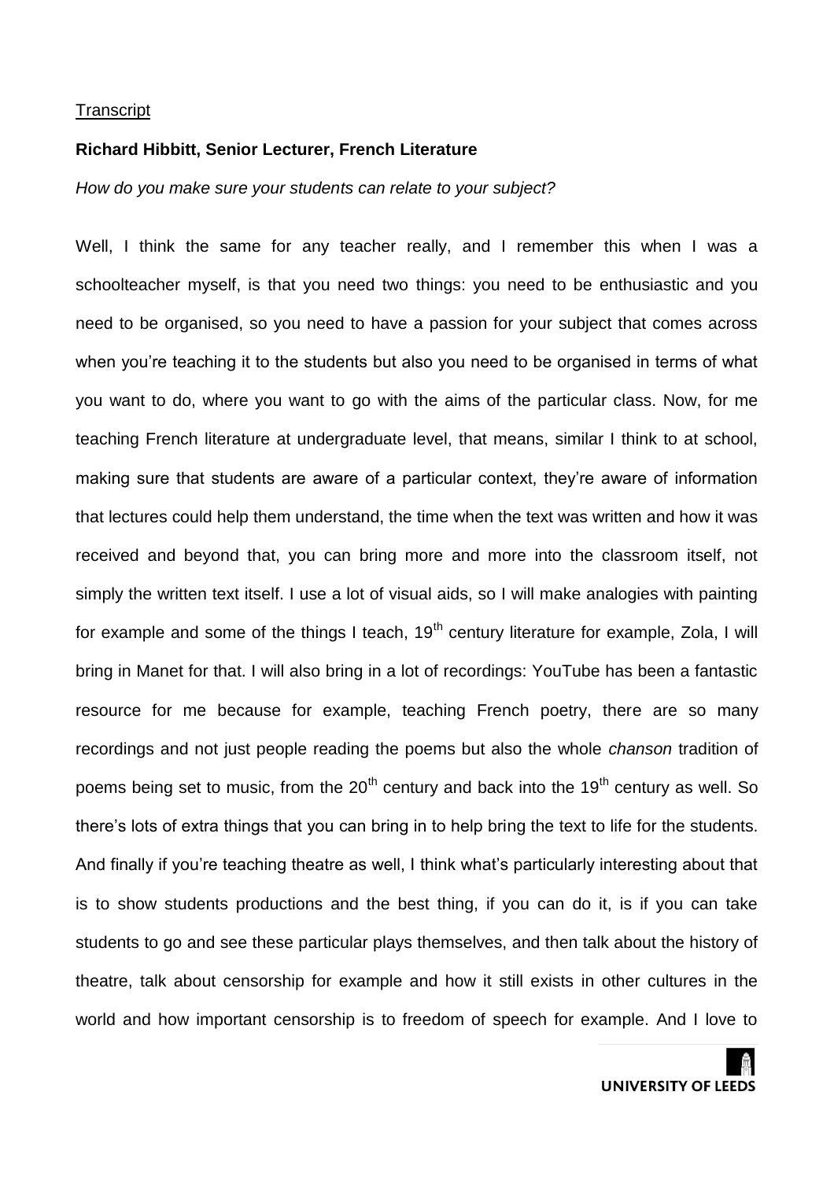Transcript

**Richard Hibbitt, Senior Lecturer, French Literature**

*How do you make sure your students can relate to your subject?*

Well, I think the same for any teacher really, and I remember this when I was a schoolteacher myself, is that you need two things: you need to be enthusiastic and you need to be organised, so you need to have a passion for your subject that comes across when you're teaching it to the students but also you need to be organised in terms of what you want to do, where you want to go with the aims of the particular class. Now, for me teaching French literature at undergraduate level, that means, similar I think to at school, making sure that students are aware of a particular context, they're aware of information that lectures could help them understand, the time when the text was written and how it was received and beyond that, you can bring more and more into the classroom itself, not simply the written text itself. I use a lot of visual aids, so I will make analogies with painting for example and some of the things I teach, 19th century literature for example, Zola, I will bring in Manet for that. I will also bring in a lot of recordings: YouTube has been a fantastic resource for me because for example, teaching French poetry, there are so many recordings and not just people reading the poems but also the whole *chanson* tradition of poems being set to music, from the 20th century and back into the 19th century as well. So there's lots of extra things that you can bring in to help bring the text to life for the students. And finally if you're teaching theatre as well, I think what's particularly interesting about that is to show students productions and the best thing, if you can do it, is if you can take students to go and see these particular plays themselves, and then talk about the history of theatre, talk about censorship for example and how it still exists in other cultures in the world and how important censorship is to freedom of speech for example. And I love to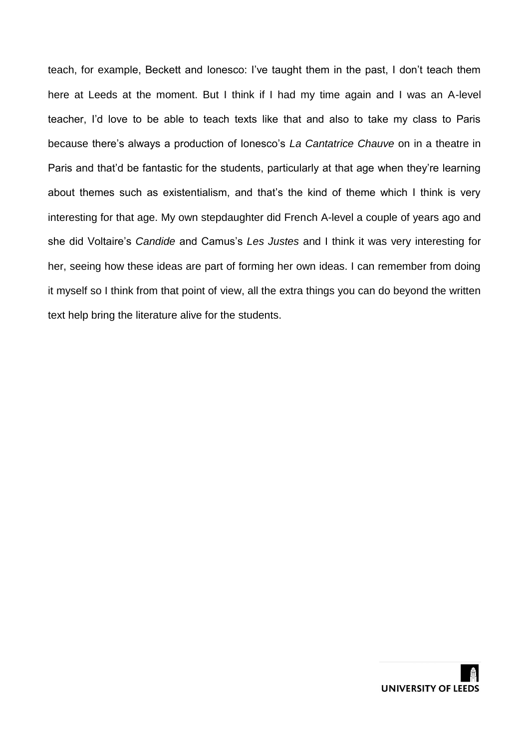teach, for example, Beckett and Ionesco: I've taught them in the past, I don't teach them here at Leeds at the moment. But I think if I had my time again and I was an A-level teacher, I'd love to be able to teach texts like that and also to take my class to Paris because there's always a production of Ionesco's *La Cantatrice Chauve* on in a theatre in Paris and that'd be fantastic for the students, particularly at that age when they're learning about themes such as existentialism, and that's the kind of theme which I think is very interesting for that age. My own stepdaughter did French A-level a couple of years ago and she did Voltaire's *Candide* and Camus's *Les Justes* and I think it was very interesting for her, seeing how these ideas are part of forming her own ideas. I can remember from doing it myself so I think from that point of view, all the extra things you can do beyond the written text help bring the literature alive for the students.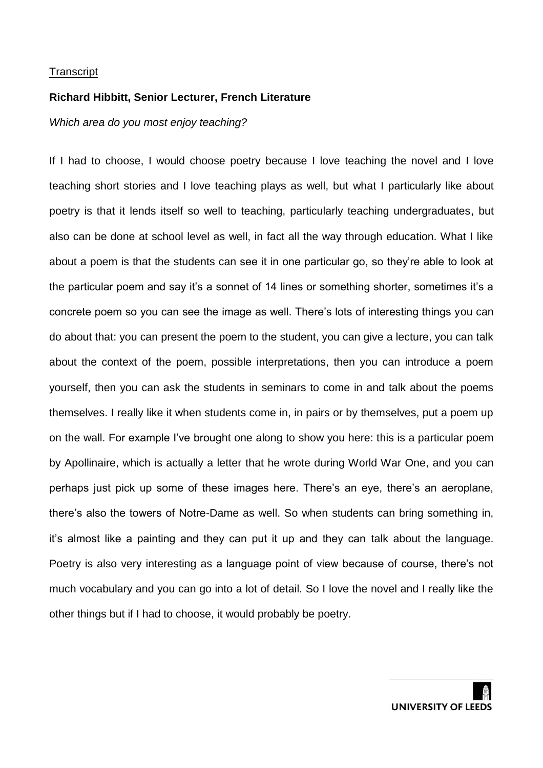Transcript

**Richard Hibbitt, Senior Lecturer, French Literature**

*Which area do you most enjoy teaching?*

If I had to choose, I would choose poetry because I love teaching the novel and I love teaching short stories and I love teaching plays as well, but what I particularly like about poetry is that it lends itself so well to teaching, particularly teaching undergraduates, but also can be done at school level as well, in fact all the way through education. What I like about a poem is that the students can see it in one particular go, so they're able to look at the particular poem and say it's a sonnet of 14 lines or something shorter, sometimes it's a concrete poem so you can see the image as well. There's lots of interesting things you can do about that: you can present the poem to the student, you can give a lecture, you can talk about the context of the poem, possible interpretations, then you can introduce a poem yourself, then you can ask the students in seminars to come in and talk about the poems themselves. I really like it when students come in, in pairs or by themselves, put a poem up on the wall. For example I've brought one along to show you here: this is a particular poem by Apollinaire, which is actually a letter that he wrote during World War One, and you can perhaps just pick up some of these images here. There's an eye, there's an aeroplane, there's also the towers of Notre-Dame as well. So when students can bring something in, it's almost like a painting and they can put it up and they can talk about the language. Poetry is also very interesting as a language point of view because of course, there's not much vocabulary and you can go into a lot of detail. So I love the novel and I really like the other things but if I had to choose, it would probably be poetry.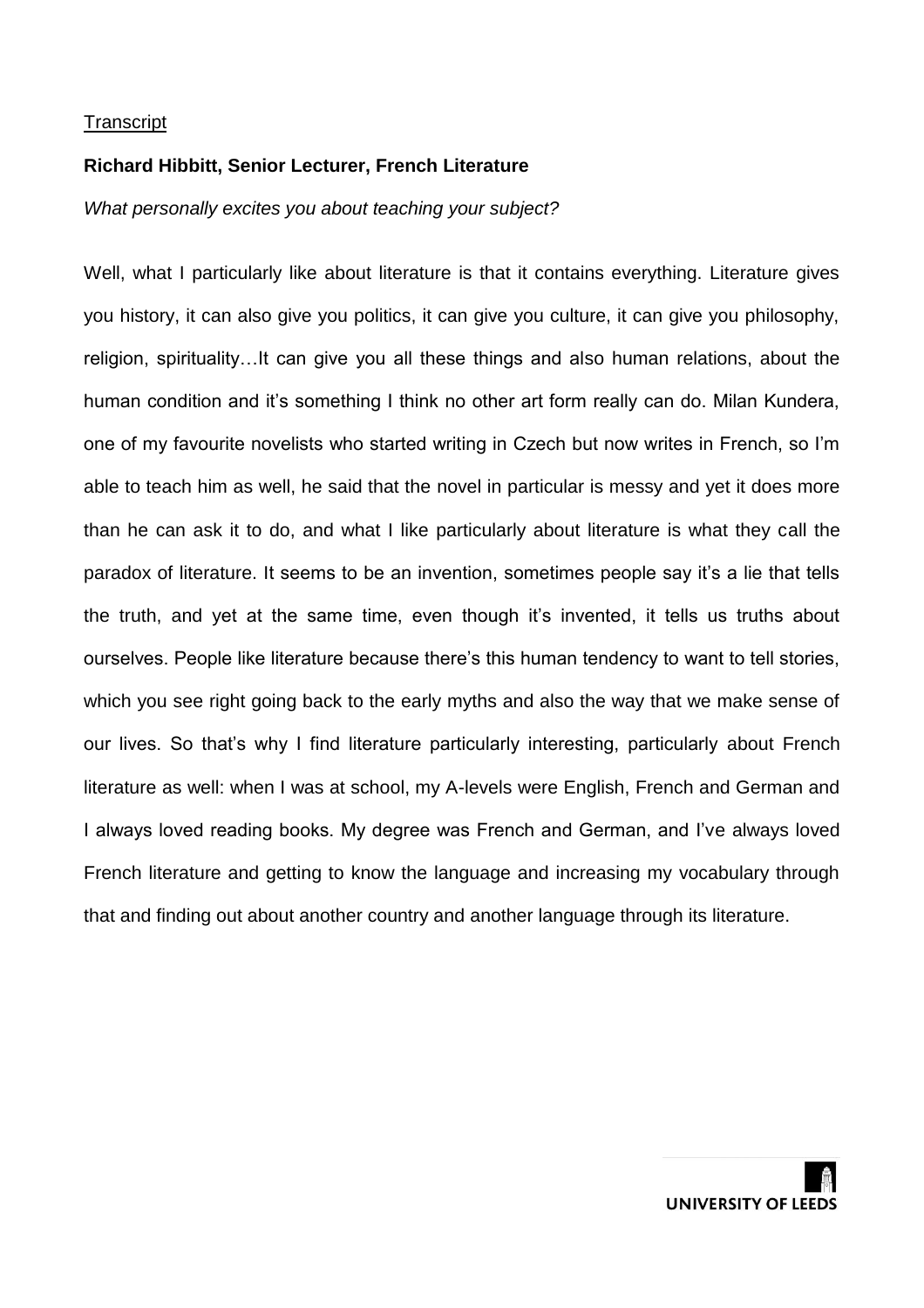<u>Transcript</u>

**Richard Hibbitt, Senior Lecturer, French Literature**

*What personally excites you about teaching your subject?*

Well, what I particularly like about literature is that it contains everything. Literature gives you history, it can also give you politics, it can give you culture, it can give you philosophy, religion, spirituality…It can give you all these things and also human relations, about the human condition and it's something I think no other art form really can do. Milan Kundera, one of my favourite novelists who started writing in Czech but now writes in French, so I'm able to teach him as well, he said that the novel in particular is messy and yet it does more than he can ask it to do, and what I like particularly about literature is what they call the paradox of literature. It seems to be an invention, sometimes people say it's a lie that tells the truth, and yet at the same time, even though it's invented, it tells us truths about ourselves. People like literature because there's this human tendency to want to tell stories, which you see right going back to the early myths and also the way that we make sense of our lives. So that's why I find literature particularly interesting, particularly about French literature as well: when I was at school, my A-levels were English, French and German and I always loved reading books. My degree was French and German, and I've always loved French literature and getting to know the language and increasing my vocabulary through that and finding out about another country and another language through its literature.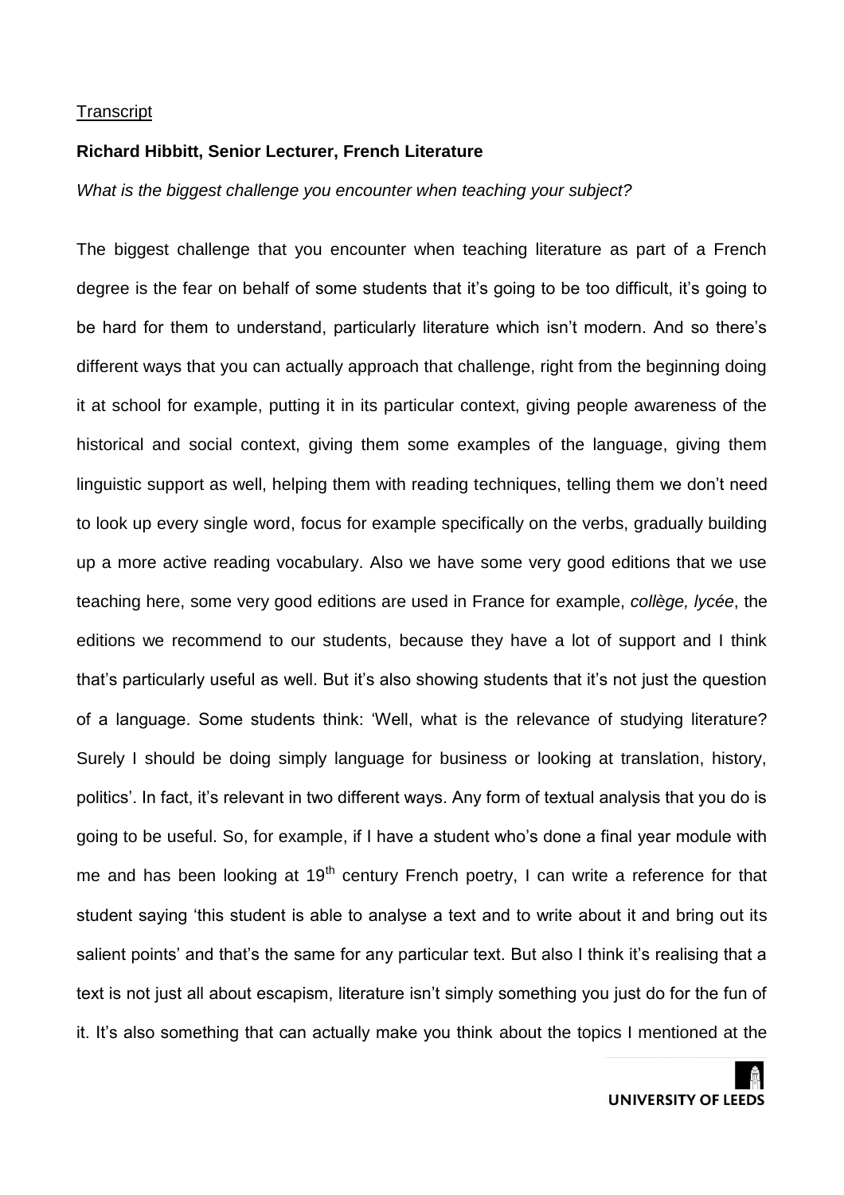<u>Transcript</u>

**Richard Hibbitt, Senior Lecturer, French Literature**

*What is the biggest challenge you encounter when teaching your subject?*

The biggest challenge that you encounter when teaching literature as part of a French degree is the fear on behalf of some students that it's going to be too difficult, it's going to be hard for them to understand, particularly literature which isn't modern. And so there's different ways that you can actually approach that challenge, right from the beginning doing it at school for example, putting it in its particular context, giving people awareness of the historical and social context, giving them some examples of the language, giving them linguistic support as well, helping them with reading techniques, telling them we don't need to look up every single word, focus for example specifically on the verbs, gradually building up a more active reading vocabulary. Also we have some very good editions that we use teaching here, some very good editions are used in France for example, *collège, lycée*, the editions we recommend to our students, because they have a lot of support and I think that's particularly useful as well. But it's also showing students that it's not just the question of a language. Some students think: 'Well, what is the relevance of studying literature? Surely I should be doing simply language for business or looking at translation, history, politics'. In fact, it's relevant in two different ways. Any form of textual analysis that you do is going to be useful. So, for example, if I have a student who's done a final year module with me and has been looking at 19th century French poetry, I can write a reference for that student saying 'this student is able to analyse a text and to write about it and bring out its salient points' and that's the same for any particular text. But also I think it's realising that a text is not just all about escapism, literature isn't simply something you just do for the fun of it. It's also something that can actually make you think about the topics I mentioned at the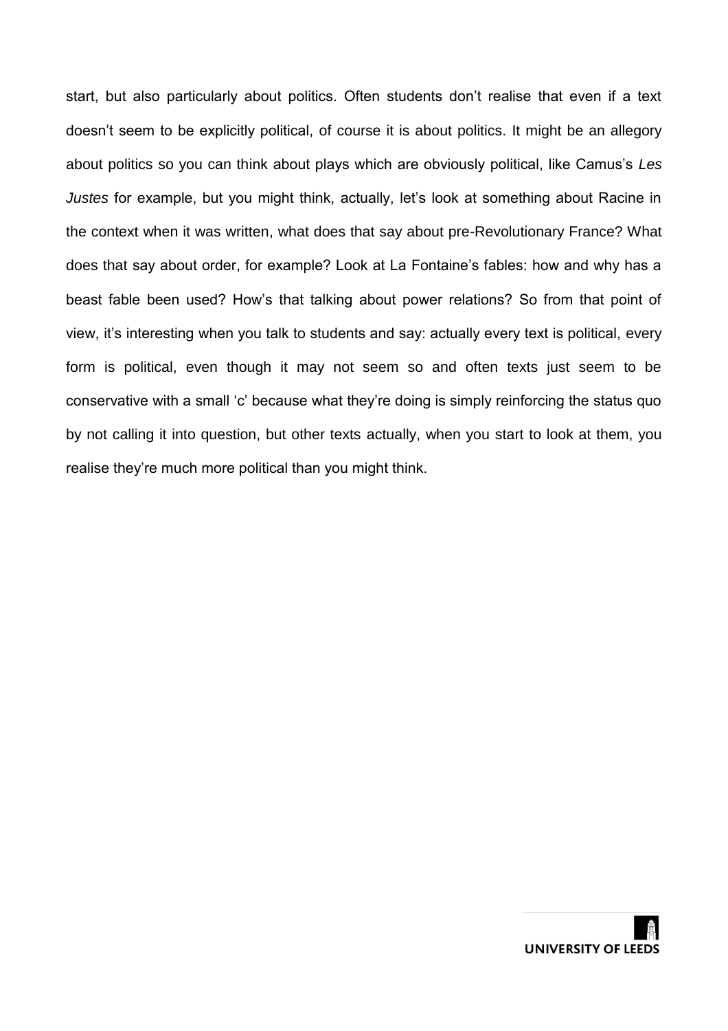start, but also particularly about politics. Often students don't realise that even if a text doesn't seem to be explicitly political, of course it is about politics. It might be an allegory about politics so you can think about plays which are obviously political, like Camus's *Les Justes* for example, but you might think, actually, let's look at something about Racine in the context when it was written, what does that say about pre-Revolutionary France? What does that say about order, for example? Look at La Fontaine's fables: how and why has a beast fable been used? How's that talking about power relations? So from that point of view, it's interesting when you talk to students and say: actually every text is political, every form is political, even though it may not seem so and often texts just seem to be conservative with a small 'c' because what they're doing is simply reinforcing the status quo by not calling it into question, but other texts actually, when you start to look at them, you realise they're much more political than you might think.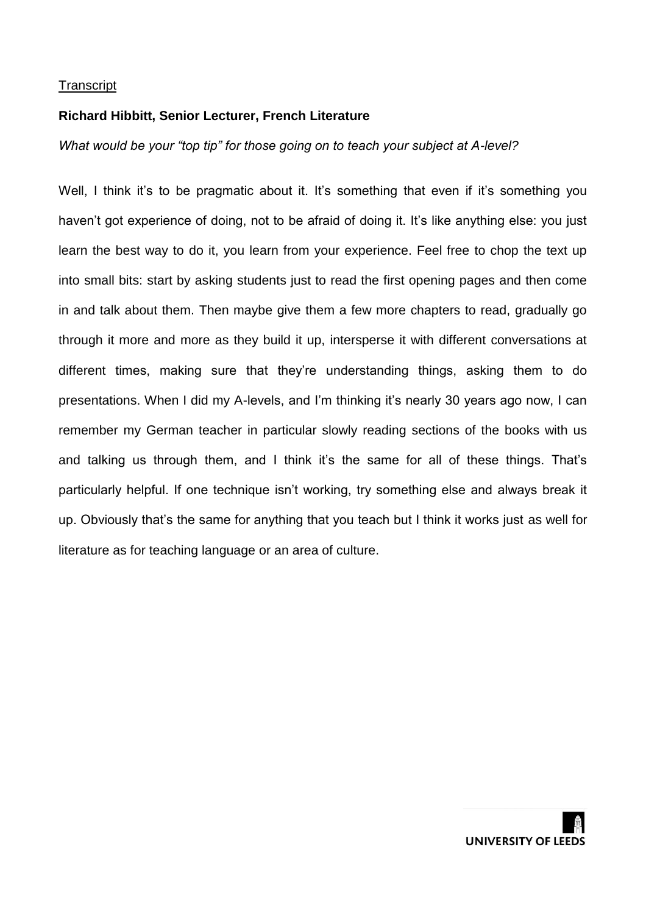Transcript

**Richard Hibbitt, Senior Lecturer, French Literature**

*What would be your "top tip" for those going on to teach your subject at A-level?*

Well, I think it's to be pragmatic about it. It's something that even if it's something you haven't got experience of doing, not to be afraid of doing it. It's like anything else: you just learn the best way to do it, you learn from your experience. Feel free to chop the text up into small bits: start by asking students just to read the first opening pages and then come in and talk about them. Then maybe give them a few more chapters to read, gradually go through it more and more as they build it up, intersperse it with different conversations at different times, making sure that they're understanding things, asking them to do presentations. When I did my A-levels, and I'm thinking it's nearly 30 years ago now, I can remember my German teacher in particular slowly reading sections of the books with us and talking us through them, and I think it's the same for all of these things. That's particularly helpful. If one technique isn't working, try something else and always break it up. Obviously that's the same for anything that you teach but I think it works just as well for literature as for teaching language or an area of culture.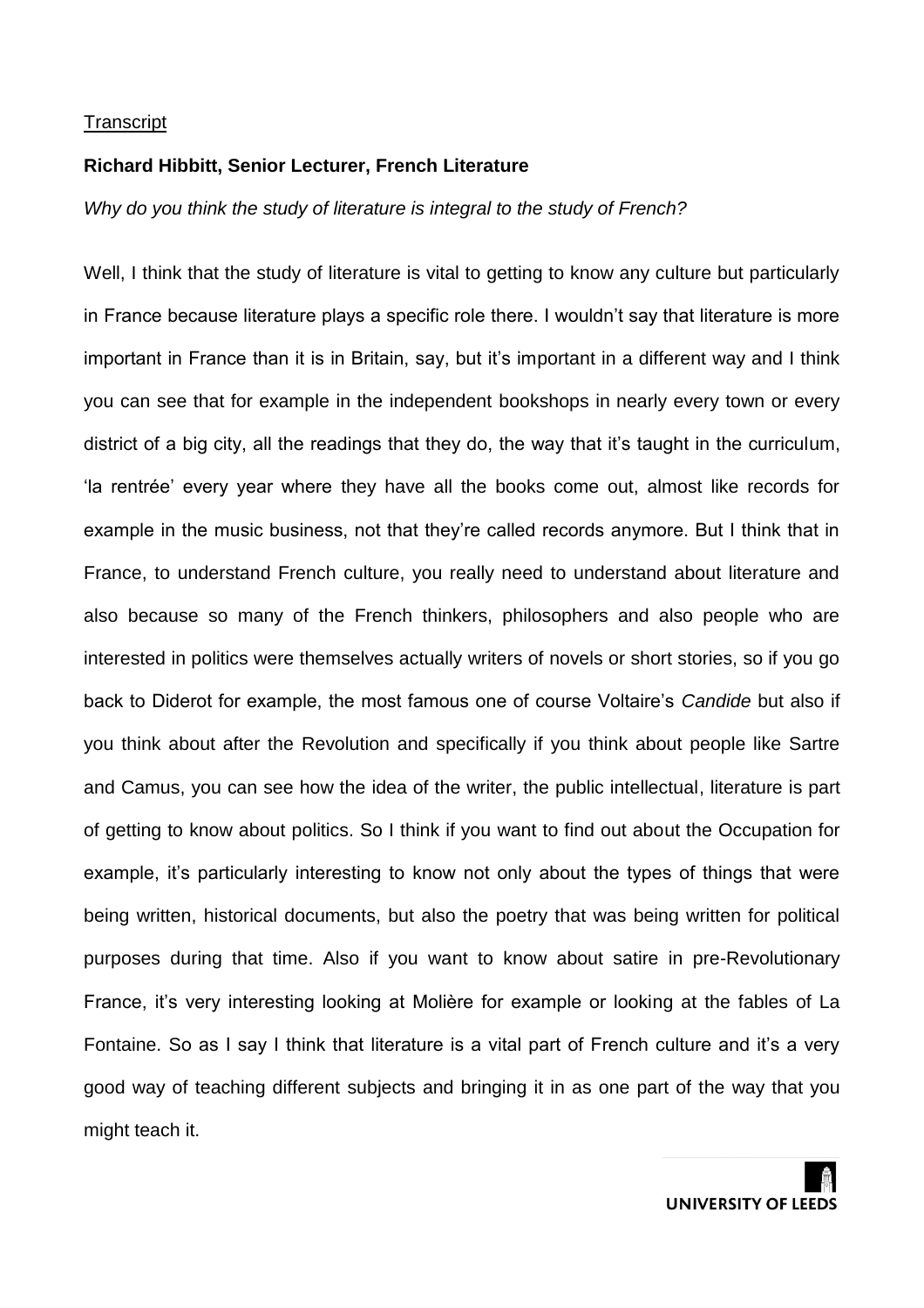Transcript

**Richard Hibbitt, Senior Lecturer, French Literature**

*Why do you think the study of literature is integral to the study of French?*

Well, I think that the study of literature is vital to getting to know any culture but particularly in France because literature plays a specific role there. I wouldn't say that literature is more important in France than it is in Britain, say, but it's important in a different way and I think you can see that for example in the independent bookshops in nearly every town or every district of a big city, all the readings that they do, the way that it's taught in the curriculum, 'la rentrée' every year where they have all the books come out, almost like records for example in the music business, not that they're called records anymore. But I think that in France, to understand French culture, you really need to understand about literature and also because so many of the French thinkers, philosophers and also people who are interested in politics were themselves actually writers of novels or short stories, so if you go back to Diderot for example, the most famous one of course Voltaire's *Candide* but also if you think about after the Revolution and specifically if you think about people like Sartre and Camus, you can see how the idea of the writer, the public intellectual, literature is part of getting to know about politics. So I think if you want to find out about the Occupation for example, it's particularly interesting to know not only about the types of things that were being written, historical documents, but also the poetry that was being written for political purposes during that time. Also if you want to know about satire in pre-Revolutionary France, it's very interesting looking at Molière for example or looking at the fables of La Fontaine. So as I say I think that literature is a vital part of French culture and it's a very good way of teaching different subjects and bringing it in as one part of the way that you might teach it.

UNIVERSITY OF LEEDS